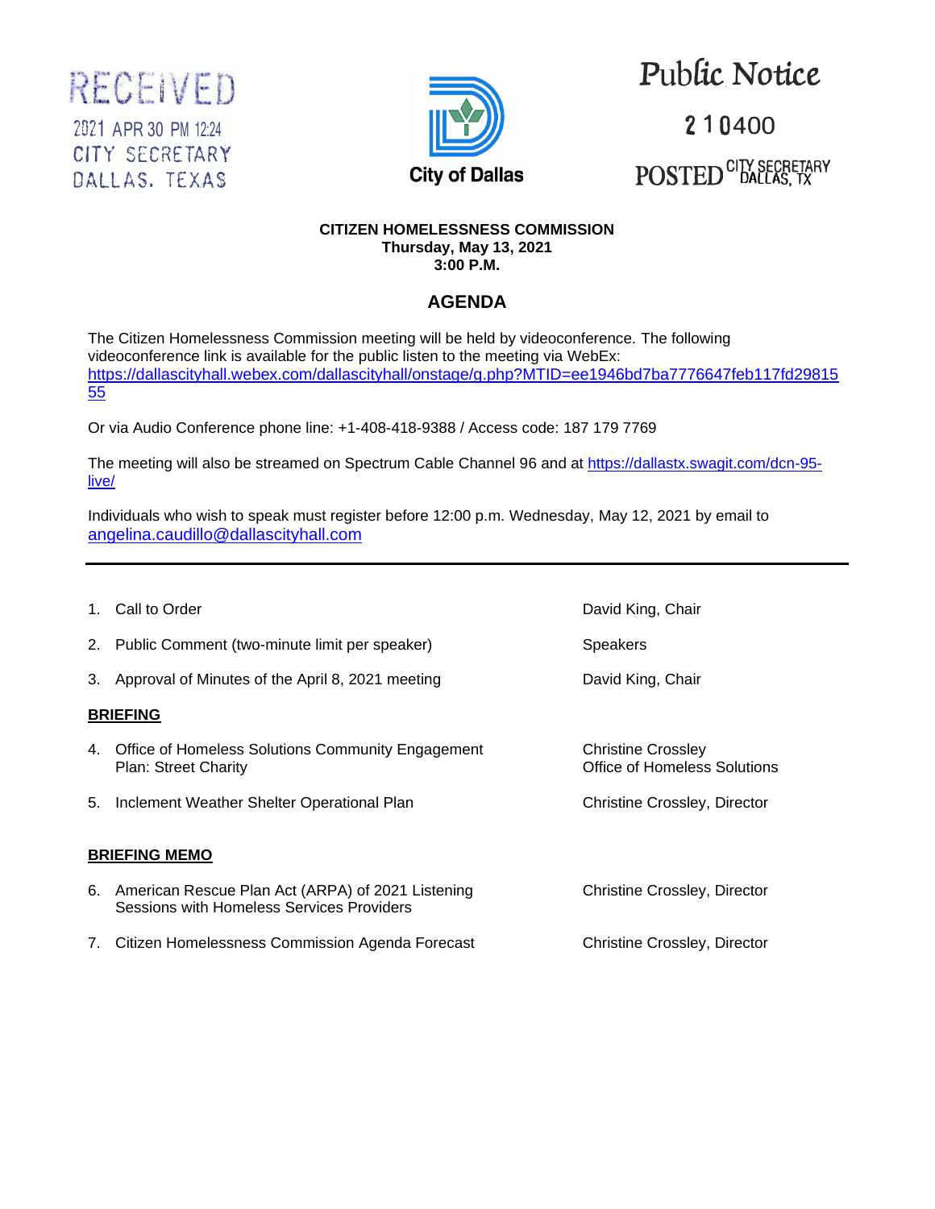RECEIVED

2021 APR 30 PM 12:24

CITY SECRETARY

DALLAS, TEXAS

City of Dallas

Public Notice

210400

POSTED CITY SECRETARY DALLAS, TX

**CITIZEN HOMELESSNESS COMMISSION**
**Thursday, May 13, 2021**
**3:00 P.M.**

## AGENDA

The Citizen Homelessness Commission meeting will be held by videoconference. The following videoconference link is available for the public listen to the meeting via WebEx: https://dallascityhall.webex.com/dallascityhall/onstage/g.php?MTID=ee1946bd7ba7776647feb117fd2981555

Or via Audio Conference phone line: +1-408-418-9388 / Access code: 187 179 7769

The meeting will also be streamed on Spectrum Cable Channel 96 and at https://dallastx.swagit.com/dcn-95-live/

Individuals who wish to speak must register before 12:00 p.m. Wednesday, May 12, 2021 by email to angelina.caudillo@dallascityhall.com

---

1. Call to Order — David King, Chair
2. Public Comment (two-minute limit per speaker) — Speakers
3. Approval of Minutes of the April 8, 2021 meeting — David King, Chair

**BRIEFING**

4. Office of Homeless Solutions Community Engagement Plan: Street Charity — Christine Crossley, Office of Homeless Solutions
5. Inclement Weather Shelter Operational Plan — Christine Crossley, Director

**BRIEFING MEMO**

6. American Rescue Plan Act (ARPA) of 2021 Listening Sessions with Homeless Services Providers — Christine Crossley, Director
7. Citizen Homelessness Commission Agenda Forecast — Christine Crossley, Director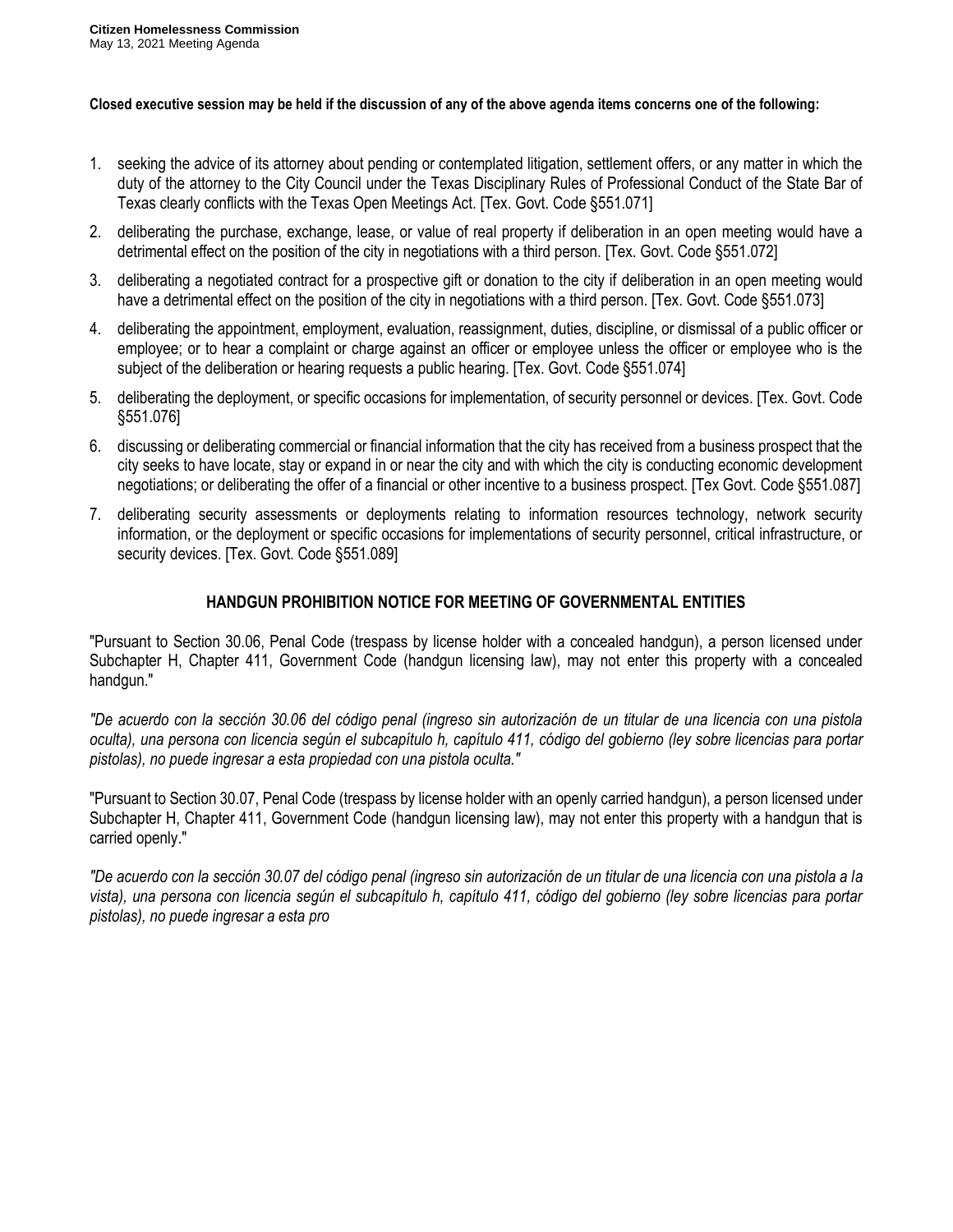**Closed executive session may be held if the discussion of any of the above agenda items concerns one of the following:**

1. seeking the advice of its attorney about pending or contemplated litigation, settlement offers, or any matter in which the duty of the attorney to the City Council under the Texas Disciplinary Rules of Professional Conduct of the State Bar of Texas clearly conflicts with the Texas Open Meetings Act. [Tex. Govt. Code §551.071]
2. deliberating the purchase, exchange, lease, or value of real property if deliberation in an open meeting would have a detrimental effect on the position of the city in negotiations with a third person. [Tex. Govt. Code §551.072]
3. deliberating a negotiated contract for a prospective gift or donation to the city if deliberation in an open meeting would have a detrimental effect on the position of the city in negotiations with a third person. [Tex. Govt. Code §551.073]
4. deliberating the appointment, employment, evaluation, reassignment, duties, discipline, or dismissal of a public officer or employee; or to hear a complaint or charge against an officer or employee unless the officer or employee who is the subject of the deliberation or hearing requests a public hearing. [Tex. Govt. Code §551.074]
5. deliberating the deployment, or specific occasions for implementation, of security personnel or devices. [Tex. Govt. Code §551.076]
6. discussing or deliberating commercial or financial information that the city has received from a business prospect that the city seeks to have locate, stay or expand in or near the city and with which the city is conducting economic development negotiations; or deliberating the offer of a financial or other incentive to a business prospect. [Tex Govt. Code §551.087]
7. deliberating security assessments or deployments relating to information resources technology, network security information, or the deployment or specific occasions for implementations of security personnel, critical infrastructure, or security devices. [Tex. Govt. Code §551.089]

## HANDGUN PROHIBITION NOTICE FOR MEETING OF GOVERNMENTAL ENTITIES

"Pursuant to Section 30.06, Penal Code (trespass by license holder with a concealed handgun), a person licensed under Subchapter H, Chapter 411, Government Code (handgun licensing law), may not enter this property with a concealed handgun."

*"De acuerdo con la sección 30.06 del código penal (ingreso sin autorización de un titular de una licencia con una pistola oculta), una persona con licencia según el subcapítulo h, capítulo 411, código del gobierno (ley sobre licencias para portar pistolas), no puede ingresar a esta propiedad con una pistola oculta."*

"Pursuant to Section 30.07, Penal Code (trespass by license holder with an openly carried handgun), a person licensed under Subchapter H, Chapter 411, Government Code (handgun licensing law), may not enter this property with a handgun that is carried openly."

*"De acuerdo con la sección 30.07 del código penal (ingreso sin autorización de un titular de una licencia con una pistola a la vista), una persona con licencia según el subcapítulo h, capítulo 411, código del gobierno (ley sobre licencias para portar pistolas), no puede ingresar a esta pro*